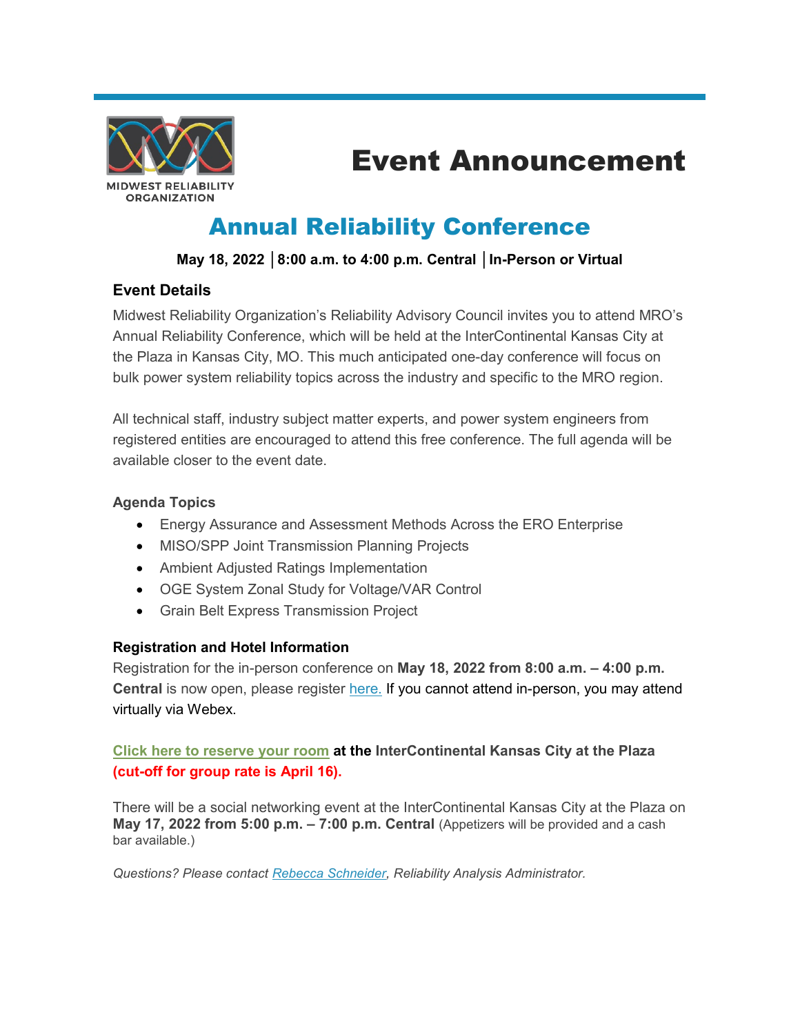MIDWEST RELIABILITY ORGANIZATION

# Event Announcement

## Annual Reliability Conference

**May 18, 2022 │8:00 a.m. to 4:00 p.m. Central │In-Person or Virtual**

### Event Details

Midwest Reliability Organization's Reliability Advisory Council invites you to attend MRO's Annual Reliability Conference, which will be held at the InterContinental Kansas City at the Plaza in Kansas City, MO. This much anticipated one-day conference will focus on bulk power system reliability topics across the industry and specific to the MRO region.

All technical staff, industry subject matter experts, and power system engineers from registered entities are encouraged to attend this free conference. The full agenda will be available closer to the event date.

**Agenda Topics**

- Energy Assurance and Assessment Methods Across the ERO Enterprise
- MISO/SPP Joint Transmission Planning Projects
- Ambient Adjusted Ratings Implementation
- OGE System Zonal Study for Voltage/VAR Control
- Grain Belt Express Transmission Project

**Registration and Hotel Information**

Registration for the in-person conference on **May 18, 2022 from 8:00 a.m. – 4:00 p.m. Central** is now open, please register here. If you cannot attend in-person, you may attend virtually via Webex.

**Click here to reserve your room at the InterContinental Kansas City at the Plaza (cut-off for group rate is April 16).**

There will be a social networking event at the InterContinental Kansas City at the Plaza on **May 17, 2022 from 5:00 p.m. – 7:00 p.m. Central** (Appetizers will be provided and a cash bar available.)

*Questions? Please contact Rebecca Schneider, Reliability Analysis Administrator.*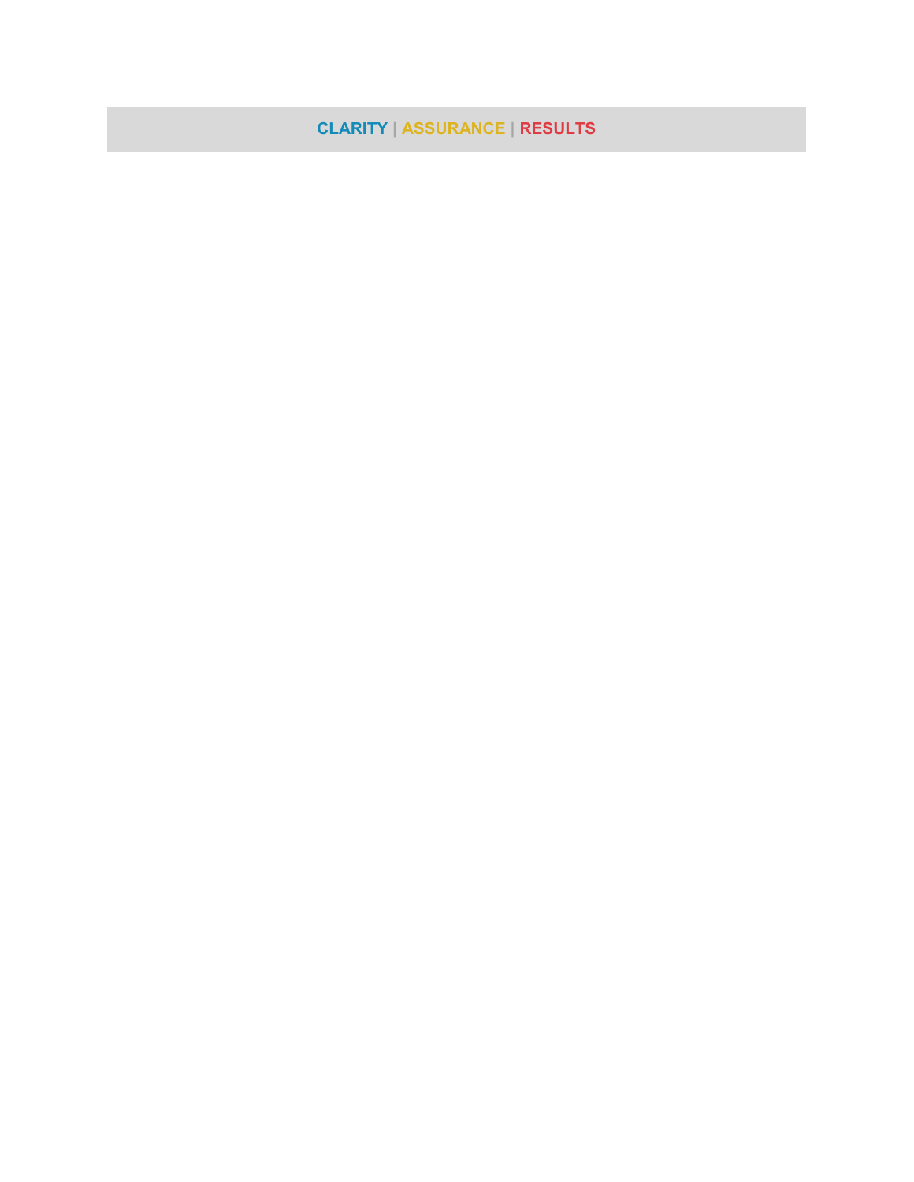**CLARITY | ASSURANCE | RESULTS**